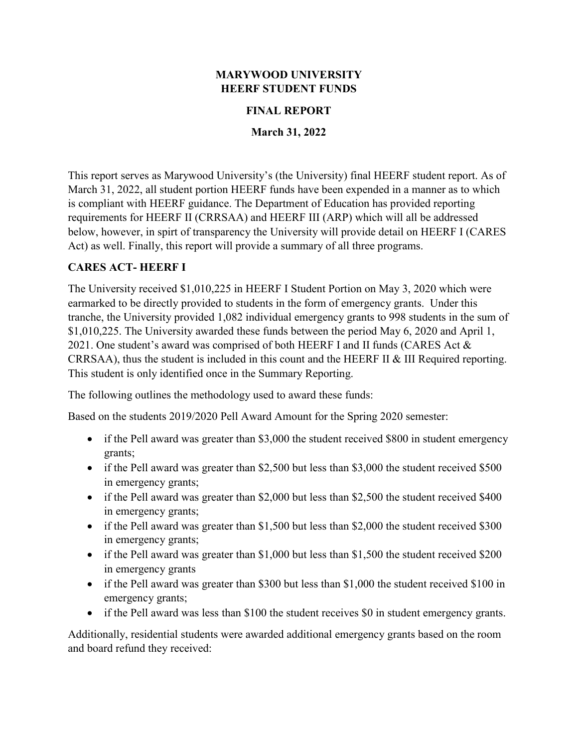# MARYWOOD UNIVERSITY
# HEERF STUDENT FUNDS

## FINAL REPORT

## March 31, 2022

This report serves as Marywood University's (the University) final HEERF student report. As of March 31, 2022, all student portion HEERF funds have been expended in a manner as to which is compliant with HEERF guidance. The Department of Education has provided reporting requirements for HEERF II (CRRSAA) and HEERF III (ARP) which will all be addressed below, however, in spirt of transparency the University will provide detail on HEERF I (CARES Act) as well. Finally, this report will provide a summary of all three programs.

### CARES ACT- HEERF I

The University received $1,010,225 in HEERF I Student Portion on May 3, 2020 which were earmarked to be directly provided to students in the form of emergency grants. Under this tranche, the University provided 1,082 individual emergency grants to 998 students in the sum of $1,010,225. The University awarded these funds between the period May 6, 2020 and April 1, 2021. One student's award was comprised of both HEERF I and II funds (CARES Act & CRRSAA), thus the student is included in this count and the HEERF II & III Required reporting. This student is only identified once in the Summary Reporting.

The following outlines the methodology used to award these funds:

Based on the students 2019/2020 Pell Award Amount for the Spring 2020 semester:

- if the Pell award was greater than $3,000 the student received $800 in student emergency grants;
- if the Pell award was greater than $2,500 but less than $3,000 the student received $500 in emergency grants;
- if the Pell award was greater than $2,000 but less than $2,500 the student received $400 in emergency grants;
- if the Pell award was greater than $1,500 but less than $2,000 the student received $300 in emergency grants;
- if the Pell award was greater than $1,000 but less than $1,500 the student received $200 in emergency grants
- if the Pell award was greater than $300 but less than $1,000 the student received $100 in emergency grants;
- if the Pell award was less than $100 the student receives $0 in student emergency grants.

Additionally, residential students were awarded additional emergency grants based on the room and board refund they received: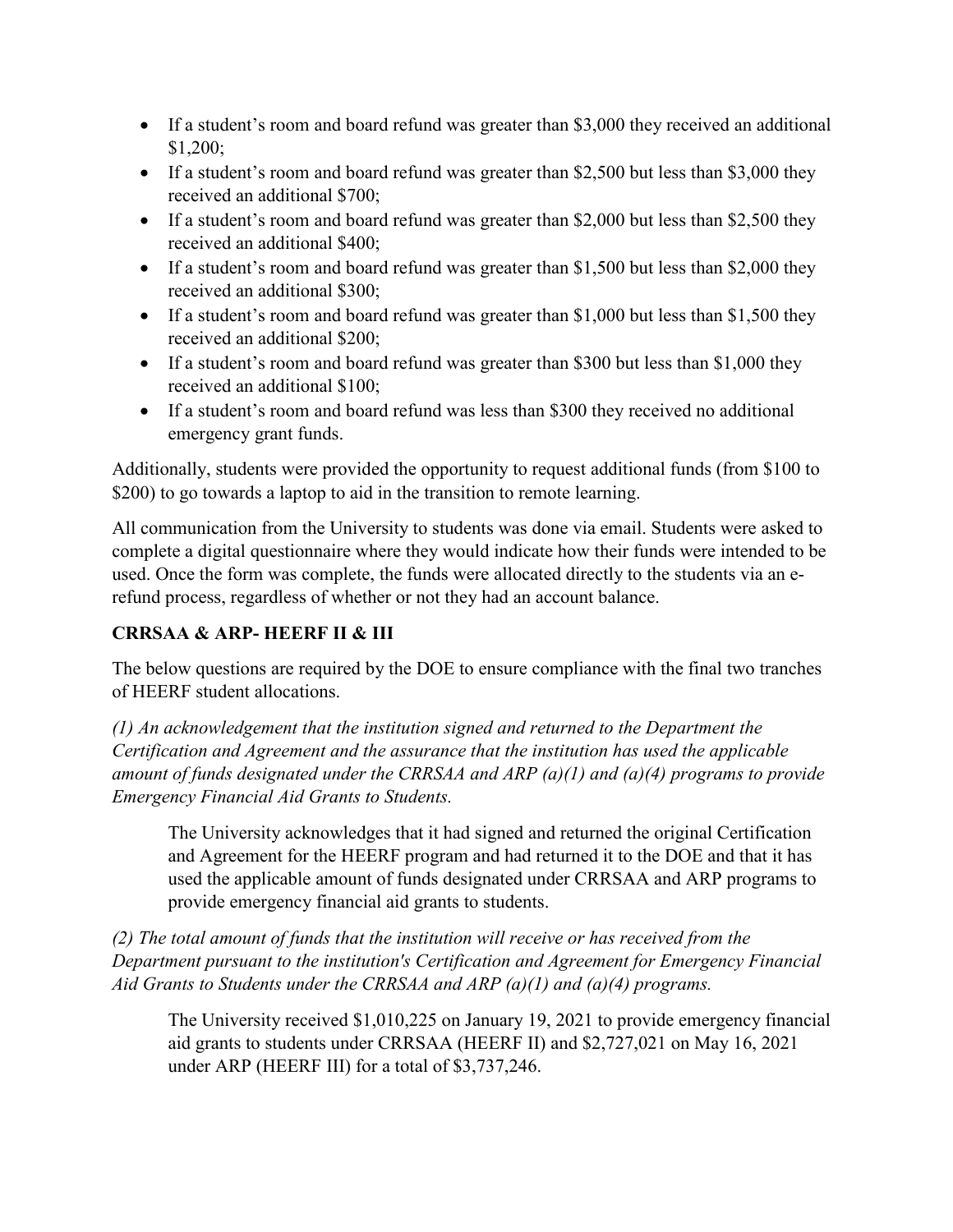- If a student's room and board refund was greater than $3,000 they received an additional $1,200;
- If a student's room and board refund was greater than $2,500 but less than $3,000 they received an additional $700;
- If a student's room and board refund was greater than $2,000 but less than $2,500 they received an additional $400;
- If a student's room and board refund was greater than $1,500 but less than $2,000 they received an additional $300;
- If a student's room and board refund was greater than $1,000 but less than $1,500 they received an additional $200;
- If a student's room and board refund was greater than $300 but less than $1,000 they received an additional $100;
- If a student's room and board refund was less than $300 they received no additional emergency grant funds.

Additionally, students were provided the opportunity to request additional funds (from $100 to $200) to go towards a laptop to aid in the transition to remote learning.

All communication from the University to students was done via email. Students were asked to complete a digital questionnaire where they would indicate how their funds were intended to be used. Once the form was complete, the funds were allocated directly to the students via an e-refund process, regardless of whether or not they had an account balance.

**CRRSAA & ARP- HEERF II & III**

The below questions are required by the DOE to ensure compliance with the final two tranches of HEERF student allocations.

*(1) An acknowledgement that the institution signed and returned to the Department the Certification and Agreement and the assurance that the institution has used the applicable amount of funds designated under the CRRSAA and ARP (a)(1) and (a)(4) programs to provide Emergency Financial Aid Grants to Students.*

> The University acknowledges that it had signed and returned the original Certification and Agreement for the HEERF program and had returned it to the DOE and that it has used the applicable amount of funds designated under CRRSAA and ARP programs to provide emergency financial aid grants to students.

*(2) The total amount of funds that the institution will receive or has received from the Department pursuant to the institution's Certification and Agreement for Emergency Financial Aid Grants to Students under the CRRSAA and ARP (a)(1) and (a)(4) programs.*

> The University received $1,010,225 on January 19, 2021 to provide emergency financial aid grants to students under CRRSAA (HEERF II) and $2,727,021 on May 16, 2021 under ARP (HEERF III) for a total of $3,737,246.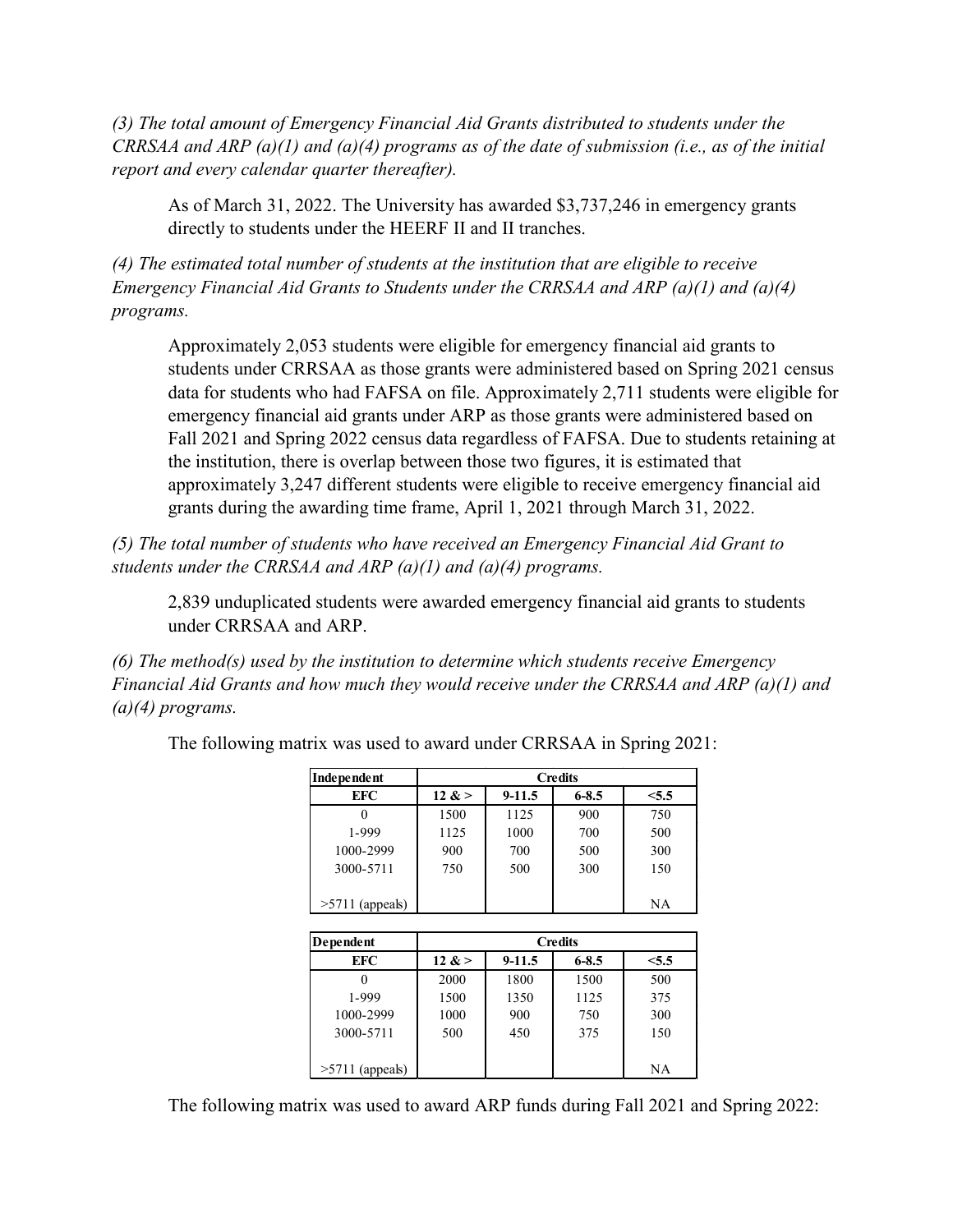*(3) The total amount of Emergency Financial Aid Grants distributed to students under the CRRSAA and ARP (a)(1) and (a)(4) programs as of the date of submission (i.e., as of the initial report and every calendar quarter thereafter).*

As of March 31, 2022. The University has awarded $3,737,246 in emergency grants directly to students under the HEERF II and II tranches.

*(4) The estimated total number of students at the institution that are eligible to receive Emergency Financial Aid Grants to Students under the CRRSAA and ARP (a)(1) and (a)(4) programs.*

Approximately 2,053 students were eligible for emergency financial aid grants to students under CRRSAA as those grants were administered based on Spring 2021 census data for students who had FAFSA on file. Approximately 2,711 students were eligible for emergency financial aid grants under ARP as those grants were administered based on Fall 2021 and Spring 2022 census data regardless of FAFSA. Due to students retaining at the institution, there is overlap between those two figures, it is estimated that approximately 3,247 different students were eligible to receive emergency financial aid grants during the awarding time frame, April 1, 2021 through March 31, 2022.

*(5) The total number of students who have received an Emergency Financial Aid Grant to students under the CRRSAA and ARP (a)(1) and (a)(4) programs.*

2,839 unduplicated students were awarded emergency financial aid grants to students under CRRSAA and ARP.

*(6) The method(s) used by the institution to determine which students receive Emergency Financial Aid Grants and how much they would receive under the CRRSAA and ARP (a)(1) and (a)(4) programs.*

The following matrix was used to award under CRRSAA in Spring 2021:

| **Independent** | **Credits** | | | |
|---|---|---|---|---|
| **EFC** | **12 & >** | **9-11.5** | **6-8.5** | **<5.5** |
| 0 | 1500 | 1125 | 900 | 750 |
| 1-999 | 1125 | 1000 | 700 | 500 |
| 1000-2999 | 900 | 700 | 500 | 300 |
| 3000-5711 | 750 | 500 | 300 | 150 |
| >5711 (appeals) | | | | NA |

| **Dependent** | **Credits** | | | |
|---|---|---|---|---|
| **EFC** | **12 & >** | **9-11.5** | **6-8.5** | **<5.5** |
| 0 | 2000 | 1800 | 1500 | 500 |
| 1-999 | 1500 | 1350 | 1125 | 375 |
| 1000-2999 | 1000 | 900 | 750 | 300 |
| 3000-5711 | 500 | 450 | 375 | 150 |
| >5711 (appeals) | | | | NA |

The following matrix was used to award ARP funds during Fall 2021 and Spring 2022: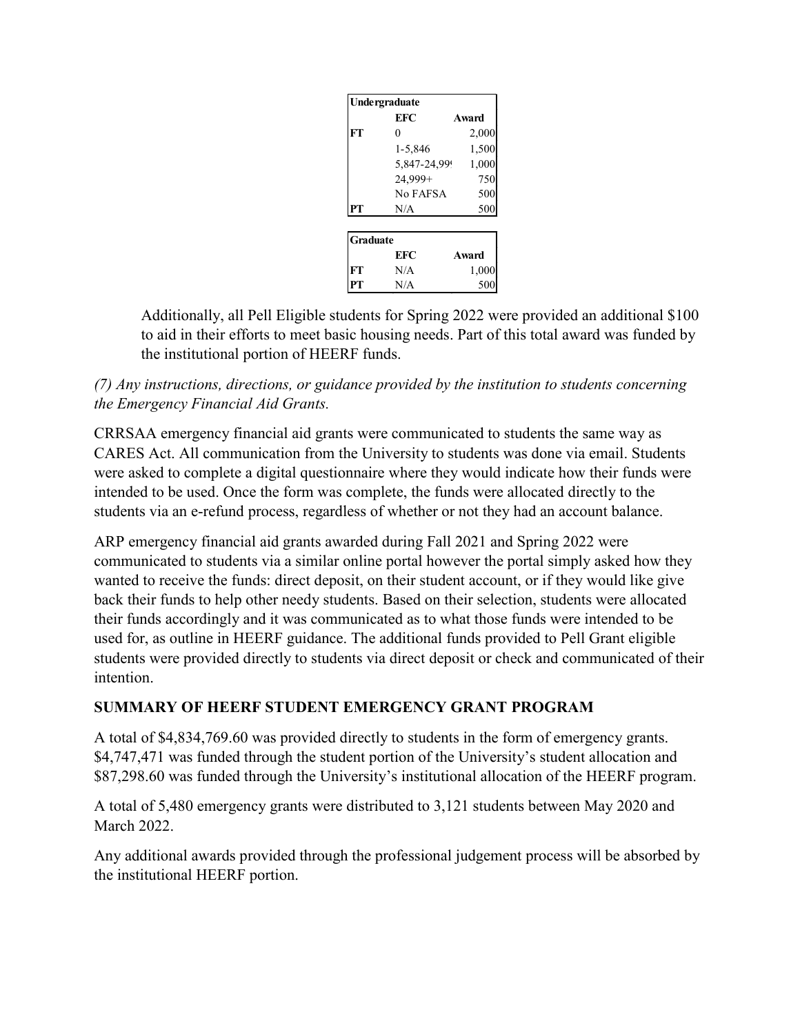| Undergraduate | | |
|---|---|---|
| | EFC | Award |
| FT | 0 | 2,000 |
| | 1-5,846 | 1,500 |
| | 5,847-24,99 | 1,000 |
| | 24,999+ | 750 |
| | No FAFSA | 500 |
| PT | N/A | 500 |

| Graduate | | |
|---|---|---|
| | EFC | Award |
| FT | N/A | 1,000 |
| PT | N/A | 500 |

Additionally, all Pell Eligible students for Spring 2022 were provided an additional $100 to aid in their efforts to meet basic housing needs. Part of this total award was funded by the institutional portion of HEERF funds.

*(7) Any instructions, directions, or guidance provided by the institution to students concerning the Emergency Financial Aid Grants.*

CRRSAA emergency financial aid grants were communicated to students the same way as CARES Act. All communication from the University to students was done via email. Students were asked to complete a digital questionnaire where they would indicate how their funds were intended to be used. Once the form was complete, the funds were allocated directly to the students via an e-refund process, regardless of whether or not they had an account balance.

ARP emergency financial aid grants awarded during Fall 2021 and Spring 2022 were communicated to students via a similar online portal however the portal simply asked how they wanted to receive the funds: direct deposit, on their student account, or if they would like give back their funds to help other needy students. Based on their selection, students were allocated their funds accordingly and it was communicated as to what those funds were intended to be used for, as outline in HEERF guidance. The additional funds provided to Pell Grant eligible students were provided directly to students via direct deposit or check and communicated of their intention.

**SUMMARY OF HEERF STUDENT EMERGENCY GRANT PROGRAM**

A total of $4,834,769.60 was provided directly to students in the form of emergency grants. $4,747,471 was funded through the student portion of the University's student allocation and $87,298.60 was funded through the University's institutional allocation of the HEERF program.

A total of 5,480 emergency grants were distributed to 3,121 students between May 2020 and March 2022.

Any additional awards provided through the professional judgement process will be absorbed by the institutional HEERF portion.